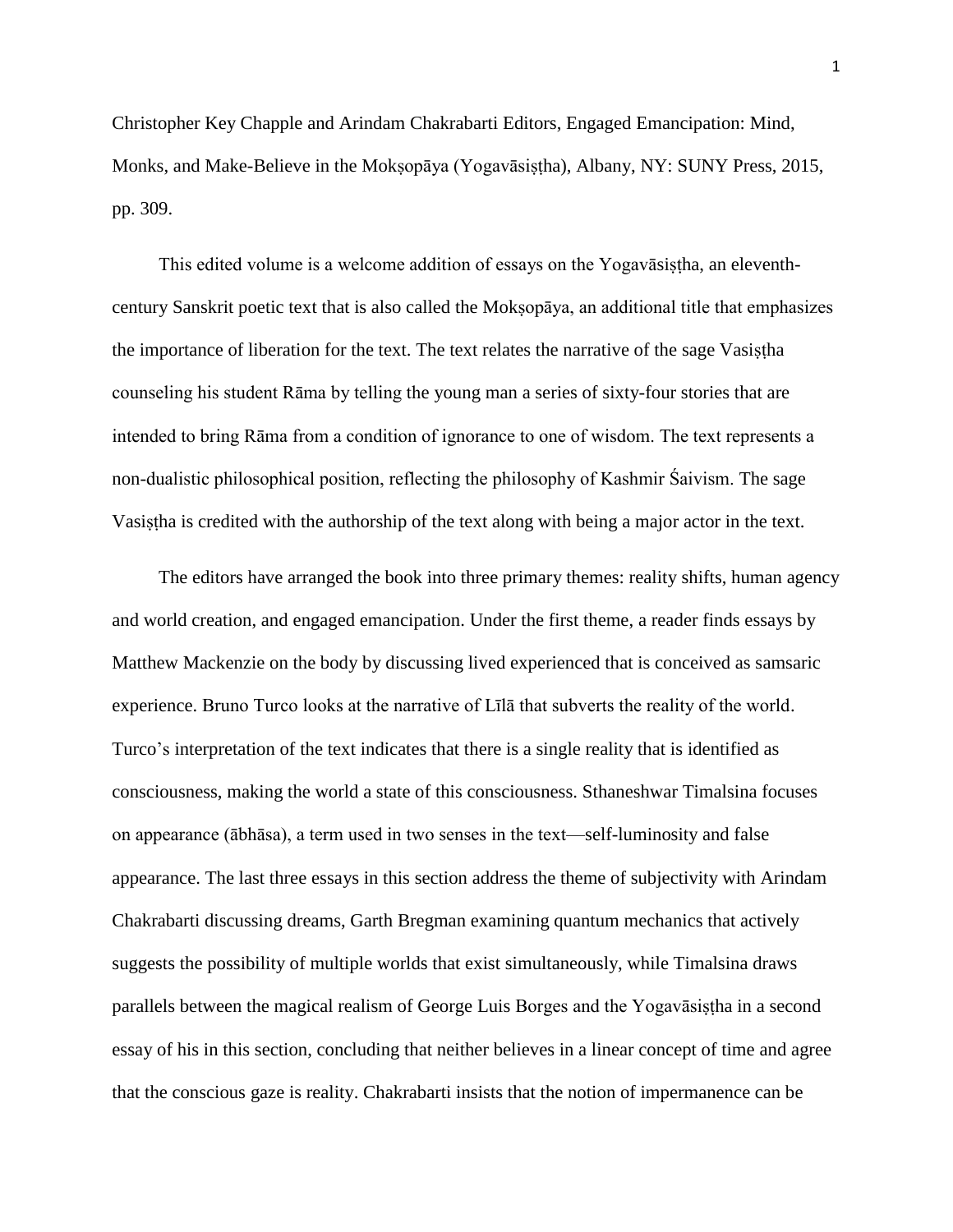Christopher Key Chapple and Arindam Chakrabarti Editors, Engaged Emancipation: Mind, Monks, and Make-Believe in the Mokṣopāya (Yogavāsiṣṭha), Albany, NY: SUNY Press, 2015, pp. 309.

This edited volume is a welcome addition of essays on the Yogavāsiṣṭha, an eleventh-century Sanskrit poetic text that is also called the Mokṣopāya, an additional title that emphasizes the importance of liberation for the text. The text relates the narrative of the sage Vasiṣṭha counseling his student Rāma by telling the young man a series of sixty-four stories that are intended to bring Rāma from a condition of ignorance to one of wisdom. The text represents a non-dualistic philosophical position, reflecting the philosophy of Kashmir Śaivism. The sage Vasiṣṭha is credited with the authorship of the text along with being a major actor in the text.

The editors have arranged the book into three primary themes: reality shifts, human agency and world creation, and engaged emancipation. Under the first theme, a reader finds essays by Matthew Mackenzie on the body by discussing lived experienced that is conceived as samsaric experience. Bruno Turco looks at the narrative of Līlā that subverts the reality of the world. Turco's interpretation of the text indicates that there is a single reality that is identified as consciousness, making the world a state of this consciousness. Sthaneshwar Timalsina focuses on appearance (ābhāsa), a term used in two senses in the text—self-luminosity and false appearance. The last three essays in this section address the theme of subjectivity with Arindam Chakrabarti discussing dreams, Garth Bregman examining quantum mechanics that actively suggests the possibility of multiple worlds that exist simultaneously, while Timalsina draws parallels between the magical realism of George Luis Borges and the Yogavāsiṣṭha in a second essay of his in this section, concluding that neither believes in a linear concept of time and agree that the conscious gaze is reality. Chakrabarti insists that the notion of impermanence can be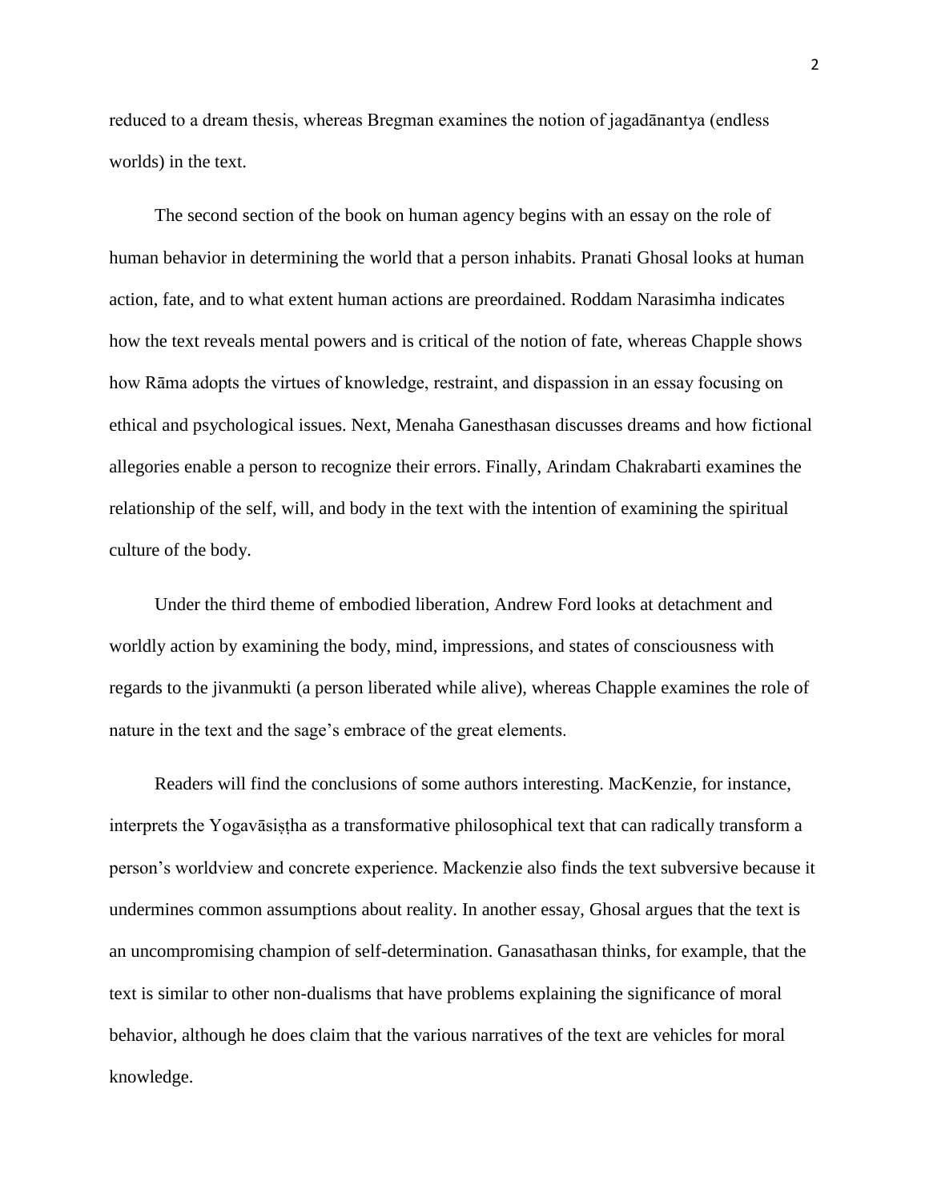reduced to a dream thesis, whereas Bregman examines the notion of jagadānantya (endless worlds) in the text.

The second section of the book on human agency begins with an essay on the role of human behavior in determining the world that a person inhabits. Pranati Ghosal looks at human action, fate, and to what extent human actions are preordained. Roddam Narasimha indicates how the text reveals mental powers and is critical of the notion of fate, whereas Chapple shows how Rāma adopts the virtues of knowledge, restraint, and dispassion in an essay focusing on ethical and psychological issues. Next, Menaha Ganesthasan discusses dreams and how fictional allegories enable a person to recognize their errors. Finally, Arindam Chakrabarti examines the relationship of the self, will, and body in the text with the intention of examining the spiritual culture of the body.

Under the third theme of embodied liberation, Andrew Ford looks at detachment and worldly action by examining the body, mind, impressions, and states of consciousness with regards to the jivanmukti (a person liberated while alive), whereas Chapple examines the role of nature in the text and the sage's embrace of the great elements.

Readers will find the conclusions of some authors interesting. MacKenzie, for instance, interprets the Yogavāsiṣṭha as a transformative philosophical text that can radically transform a person's worldview and concrete experience. Mackenzie also finds the text subversive because it undermines common assumptions about reality. In another essay, Ghosal argues that the text is an uncompromising champion of self-determination. Ganasathasan thinks, for example, that the text is similar to other non-dualisms that have problems explaining the significance of moral behavior, although he does claim that the various narratives of the text are vehicles for moral knowledge.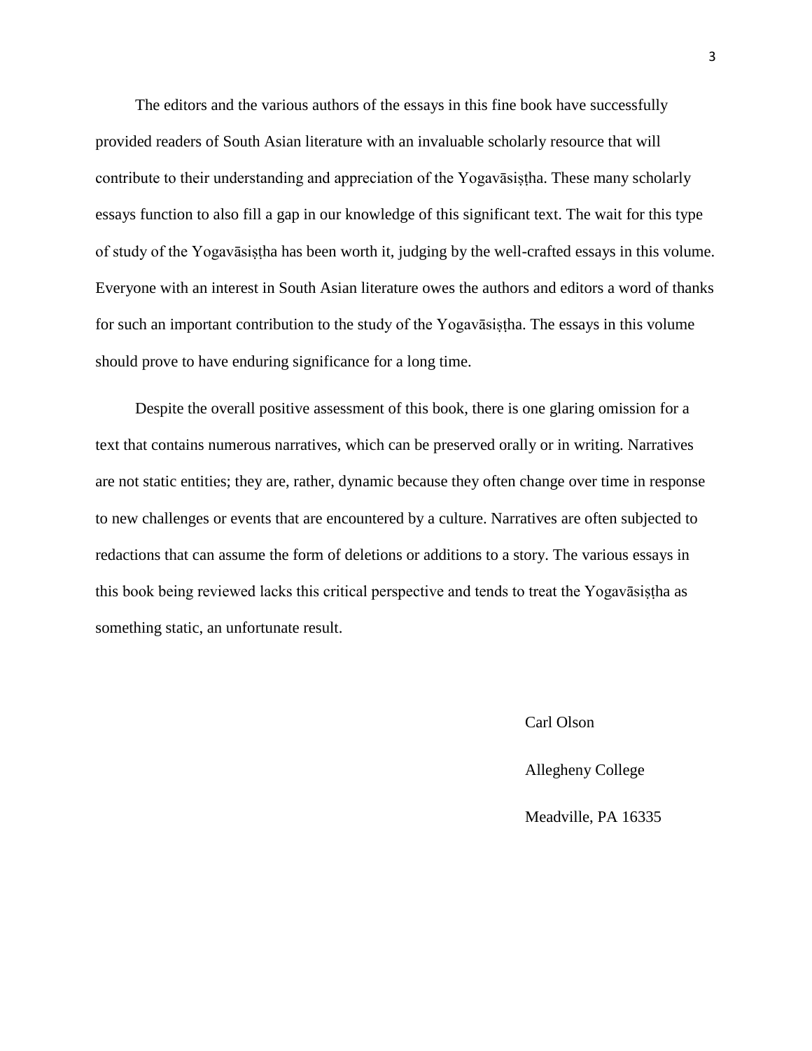The editors and the various authors of the essays in this fine book have successfully provided readers of South Asian literature with an invaluable scholarly resource that will contribute to their understanding and appreciation of the Yogavāsiṣṭha. These many scholarly essays function to also fill a gap in our knowledge of this significant text. The wait for this type of study of the Yogavāsiṣṭha has been worth it, judging by the well-crafted essays in this volume. Everyone with an interest in South Asian literature owes the authors and editors a word of thanks for such an important contribution to the study of the Yogavāsiṣṭha. The essays in this volume should prove to have enduring significance for a long time.

Despite the overall positive assessment of this book, there is one glaring omission for a text that contains numerous narratives, which can be preserved orally or in writing. Narratives are not static entities; they are, rather, dynamic because they often change over time in response to new challenges or events that are encountered by a culture. Narratives are often subjected to redactions that can assume the form of deletions or additions to a story. The various essays in this book being reviewed lacks this critical perspective and tends to treat the Yogavāsiṣṭha as something static, an unfortunate result.

Carl Olson

Allegheny College

Meadville, PA 16335